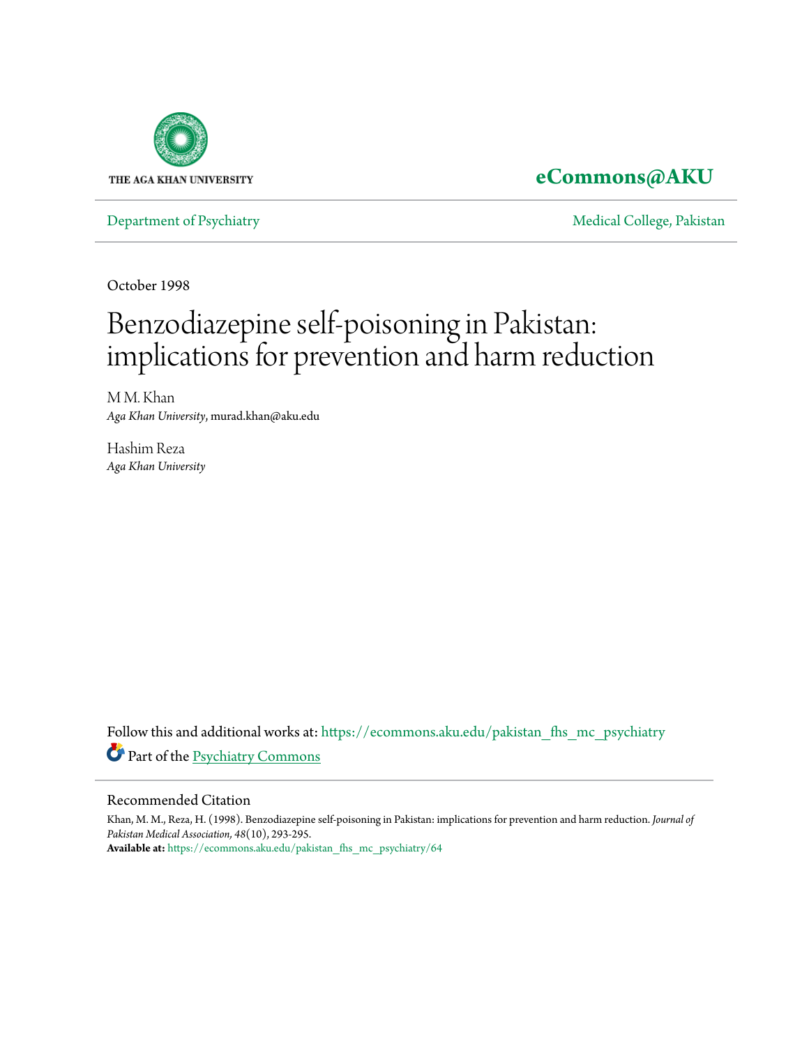THE AGA KHAN UNIVERSITY

**eCommons@AKU**

Department of Psychiatry | Medical College, Pakistan

October 1998

# Benzodiazepine self-poisoning in Pakistan: implications for prevention and harm reduction

M M. Khan
*Aga Khan University*, murad.khan@aku.edu

Hashim Reza
*Aga Khan University*

Follow this and additional works at: https://ecommons.aku.edu/pakistan_fhs_mc_psychiatry

Part of the Psychiatry Commons

## Recommended Citation

Khan, M. M., Reza, H. (1998). Benzodiazepine self-poisoning in Pakistan: implications for prevention and harm reduction. *Journal of Pakistan Medical Association, 48*(10), 293-295.

**Available at:** https://ecommons.aku.edu/pakistan_fhs_mc_psychiatry/64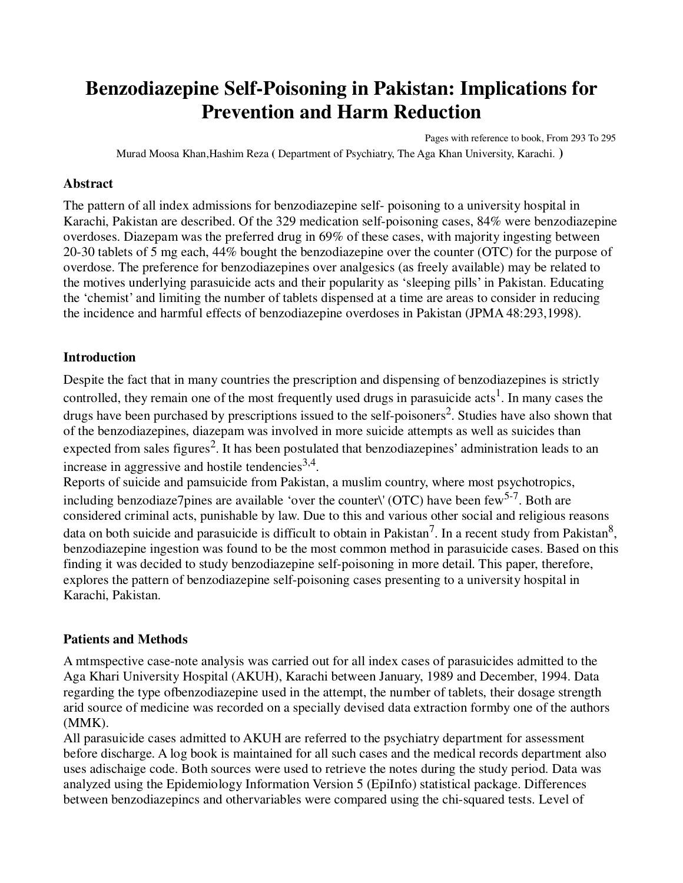# Benzodiazepine Self-Poisoning in Pakistan: Implications for Prevention and Harm Reduction

Pages with reference to book, From 293 To 295

Murad Moosa Khan,Hashim Reza ( Department of Psychiatry, The Aga Khan University, Karachi. )

## Abstract

The pattern of all index admissions for benzodiazepine self- poisoning to a university hospital in Karachi, Pakistan are described. Of the 329 medication self-poisoning cases, 84% were benzodiazepine overdoses. Diazepam was the preferred drug in 69% of these cases, with majority ingesting between 20-30 tablets of 5 mg each, 44% bought the benzodiazepine over the counter (OTC) for the purpose of overdose. The preference for benzodiazepines over analgesics (as freely available) may be related to the motives underlying parasuicide acts and their popularity as 'sleeping pills' in Pakistan. Educating the 'chemist' and limiting the number of tablets dispensed at a time are areas to consider in reducing the incidence and harmful effects of benzodiazepine overdoses in Pakistan (JPMA 48:293,1998).

## Introduction

Despite the fact that in many countries the prescription and dispensing of benzodiazepines is strictly controlled, they remain one of the most frequently used drugs in parasuicide acts[1]. In many cases the drugs have been purchased by prescriptions issued to the self-poisoners[2]. Studies have also shown that of the benzodiazepines, diazepam was involved in more suicide attempts as well as suicides than expected from sales figures[2]. It has been postulated that benzodiazepines' administration leads to an increase in aggressive and hostile tendencies[3,4].

Reports of suicide and pamsuicide from Pakistan, a muslim country, where most psychotropics, including benzodiaze7pines are available 'over the counter\' (OTC) have been few[5-7]. Both are considered criminal acts, punishable by law. Due to this and various other social and religious reasons data on both suicide and parasuicide is difficult to obtain in Pakistan[7]. In a recent study from Pakistan[8], benzodiazepine ingestion was found to be the most common method in parasuicide cases. Based on this finding it was decided to study benzodiazepine self-poisoning in more detail. This paper, therefore, explores the pattern of benzodiazepine self-poisoning cases presenting to a university hospital in Karachi, Pakistan.

## Patients and Methods

A mtmspective case-note analysis was carried out for all index cases of parasuicides admitted to the Aga Khari University Hospital (AKUH), Karachi between January, 1989 and December, 1994. Data regarding the type ofbenzodiazepine used in the attempt, the number of tablets, their dosage strength arid source of medicine was recorded on a specially devised data extraction formby one of the authors (MMK).

All parasuicide cases admitted to AKUH are referred to the psychiatry department for assessment before discharge. A log book is maintained for all such cases and the medical records department also uses adischaige code. Both sources were used to retrieve the notes during the study period. Data was analyzed using the Epidemiology Information Version 5 (EpiInfo) statistical package. Differences between benzodiazepincs and othervariables were compared using the chi-squared tests. Level of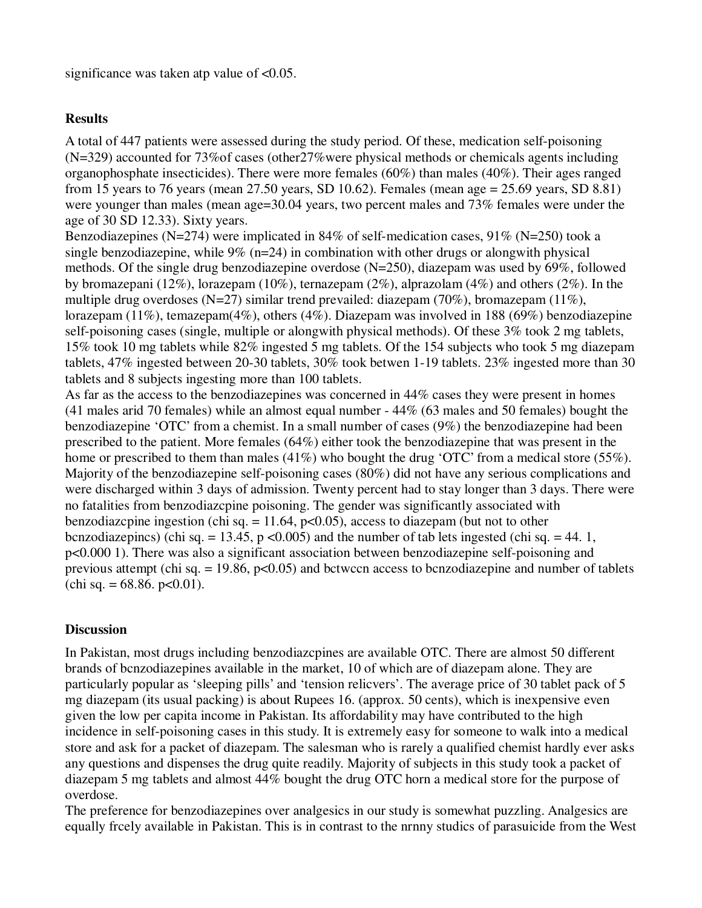significance was taken atp value of <0.05.

## Results

A total of 447 patients were assessed during the study period. Of these, medication self-poisoning (N=329) accounted for 73%of cases (other27%were physical methods or chemicals agents including organophosphate insecticides). There were more females (60%) than males (40%). Their ages ranged from 15 years to 76 years (mean 27.50 years, SD 10.62). Females (mean age = 25.69 years, SD 8.81) were younger than males (mean age=30.04 years, two percent males and 73% females were under the age of 30 SD 12.33). Sixty years.

Benzodiazepines (N=274) were implicated in 84% of self-medication cases, 91% (N=250) took a single benzodiazepine, while 9% (n=24) in combination with other drugs or alongwith physical methods. Of the single drug benzodiazepine overdose (N=250), diazepam was used by 69%, followed by bromazepani (12%), lorazepam (10%), ternazepam (2%), alprazolam (4%) and others (2%). In the multiple drug overdoses (N=27) similar trend prevailed: diazepam (70%), bromazepam (11%), lorazepam (11%), temazepam(4%), others (4%). Diazepam was involved in 188 (69%) benzodiazepine self-poisoning cases (single, multiple or alongwith physical methods). Of these 3% took 2 mg tablets, 15% took 10 mg tablets while 82% ingested 5 mg tablets. Of the 154 subjects who took 5 mg diazepam tablets, 47% ingested between 20-30 tablets, 30% took betwen 1-19 tablets. 23% ingested more than 30 tablets and 8 subjects ingesting more than 100 tablets.

As far as the access to the benzodiazepines was concerned in 44% cases they were present in homes (41 males arid 70 females) while an almost equal number - 44% (63 males and 50 females) bought the benzodiazepine 'OTC' from a chemist. In a small number of cases (9%) the benzodiazepine had been prescribed to the patient. More females (64%) either took the benzodiazepine that was present in the home or prescribed to them than males (41%) who bought the drug 'OTC' from a medical store (55%). Majority of the benzodiazepine self-poisoning cases (80%) did not have any serious complications and were discharged within 3 days of admission. Twenty percent had to stay longer than 3 days. There were no fatalities from benzodiazcpine poisoning. The gender was significantly associated with benzodiazcpine ingestion (chi sq. = 11.64, p<0.05), access to diazepam (but not to other bcnzodiazepincs) (chi sq. = 13.45, p <0.005) and the number of tab lets ingested (chi sq. = 44. 1, p<0.000 1). There was also a significant association between benzodiazepine self-poisoning and previous attempt (chi sq. = 19.86, p<0.05) and bctwccn access to bcnzodiazepine and number of tablets (chi sq. = 68.86. p<0.01).

## Discussion

In Pakistan, most drugs including benzodiazcpines are available OTC. There are almost 50 different brands of bcnzodiazepines available in the market, 10 of which are of diazepam alone. They are particularly popular as 'sleeping pills' and 'tension relicvers'. The average price of 30 tablet pack of 5 mg diazepam (its usual packing) is about Rupees 16. (approx. 50 cents), which is inexpensive even given the low per capita income in Pakistan. Its affordability may have contributed to the high incidence in self-poisoning cases in this study. It is extremely easy for someone to walk into a medical store and ask for a packet of diazepam. The salesman who is rarely a qualified chemist hardly ever asks any questions and dispenses the drug quite readily. Majority of subjects in this study took a packet of diazepam 5 mg tablets and almost 44% bought the drug OTC horn a medical store for the purpose of overdose.

The preference for benzodiazepines over analgesics in our study is somewhat puzzling. Analgesics are equally frcely available in Pakistan. This is in contrast to the nrnny studics of parasuicide from the West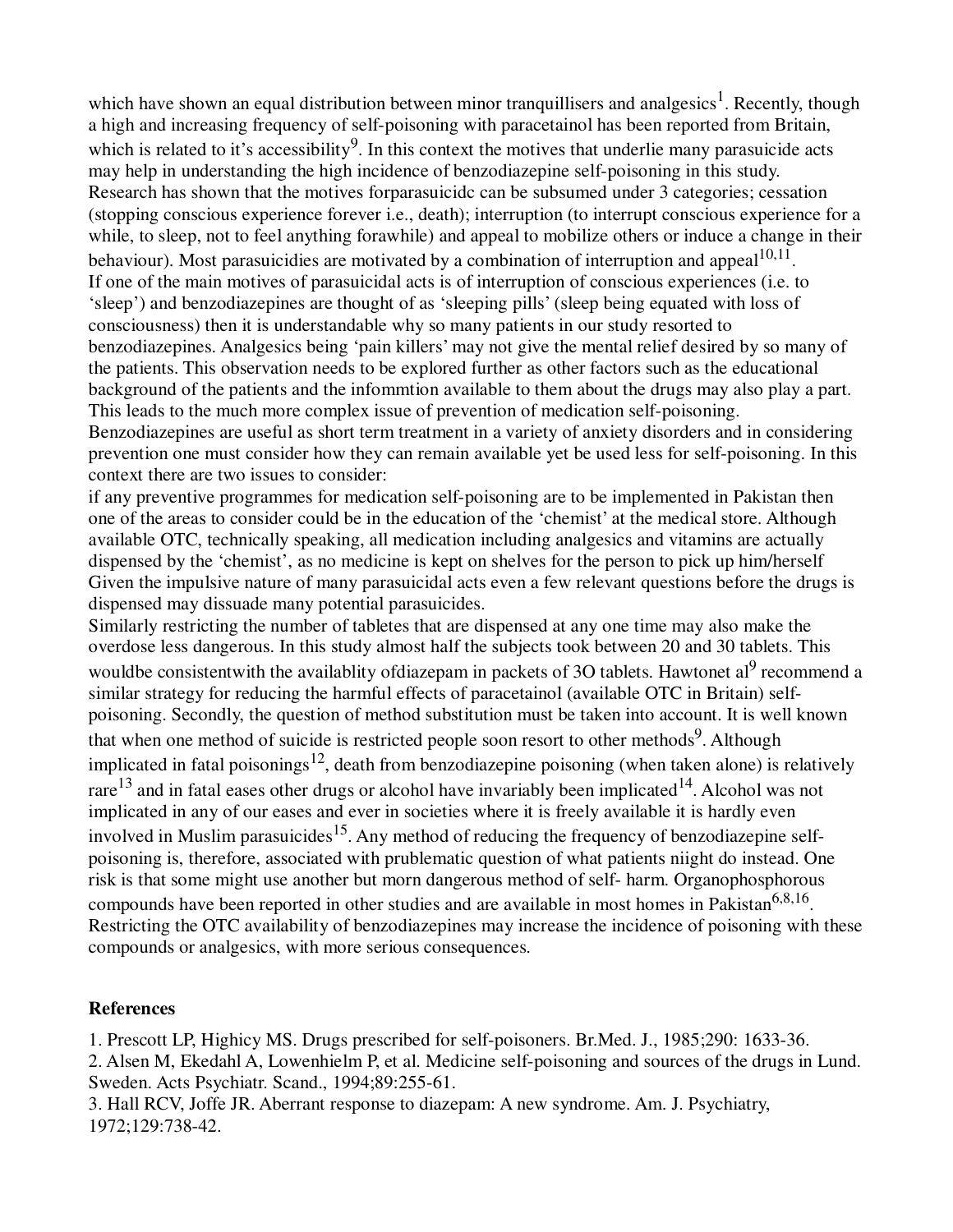which have shown an equal distribution between minor tranquillisers and analgesics[1]. Recently, though a high and increasing frequency of self-poisoning with paracetainol has been reported from Britain, which is related to it's accessibility[9]. In this context the motives that underlie many parasuicide acts may help in understanding the high incidence of benzodiazepine self-poisoning in this study. Research has shown that the motives forparasuicidc can be subsumed under 3 categories; cessation (stopping conscious experience forever i.e., death); interruption (to interrupt conscious experience for a while, to sleep, not to feel anything forawhile) and appeal to mobilize others or induce a change in their behaviour). Most parasuicidies are motivated by a combination of interruption and appeal[10,11].

If one of the main motives of parasuicidal acts is of interruption of conscious experiences (i.e. to 'sleep') and benzodiazepines are thought of as 'sleeping pills' (sleep being equated with loss of consciousness) then it is understandable why so many patients in our study resorted to benzodiazepines. Analgesics being 'pain killers' may not give the mental relief desired by so many of the patients. This observation needs to be explored further as other factors such as the educational background of the patients and the infommtion available to them about the drugs may also play a part. This leads to the much more complex issue of prevention of medication self-poisoning.

Benzodiazepines are useful as short term treatment in a variety of anxiety disorders and in considering prevention one must consider how they can remain available yet be used less for self-poisoning. In this context there are two issues to consider:

if any preventive programmes for medication self-poisoning are to be implemented in Pakistan then one of the areas to consider could be in the education of the 'chemist' at the medical store. Although available OTC, technically speaking, all medication including analgesics and vitamins are actually dispensed by the 'chemist', as no medicine is kept on shelves for the person to pick up him/herself Given the impulsive nature of many parasuicidal acts even a few relevant questions before the drugs is dispensed may dissuade many potential parasuicides.

Similarly restricting the number of tabletes that are dispensed at any one time may also make the overdose less dangerous. In this study almost half the subjects took between 20 and 30 tablets. This wouldbe consistentwith the availablity ofdiazepam in packets of 3O tablets. Hawtonet al[9] recommend a similar strategy for reducing the harmful effects of paracetainol (available OTC in Britain) self-poisoning. Secondly, the question of method substitution must be taken into account. It is well known that when one method of suicide is restricted people soon resort to other methods[9]. Although implicated in fatal poisonings[12], death from benzodiazepine poisoning (when taken alone) is relatively rare[13] and in fatal eases other drugs or alcohol have invariably been implicated[14]. Alcohol was not implicated in any of our eases and ever in societies where it is freely available it is hardly even involved in Muslim parasuicides[15]. Any method of reducing the frequency of benzodiazepine self-poisoning is, therefore, associated with prublematic question of what patients niight do instead. One risk is that some might use another but morn dangerous method of self- harm. Organophosphorous compounds have been reported in other studies and are available in most homes in Pakistan[6,8,16]. Restricting the OTC availability of benzodiazepines may increase the incidence of poisoning with these compounds or analgesics, with more serious consequences.

## References

1. Prescott LP, Highicy MS. Drugs prescribed for self-poisoners. Br.Med. J., 1985;290: 1633-36.
2. Alsen M, Ekedahl A, Lowenhielm P, et al. Medicine self-poisoning and sources of the drugs in Lund. Sweden. Acts Psychiatr. Scand., 1994;89:255-61.
3. Hall RCV, Joffe JR. Aberrant response to diazepam: A new syndrome. Am. J. Psychiatry, 1972;129:738-42.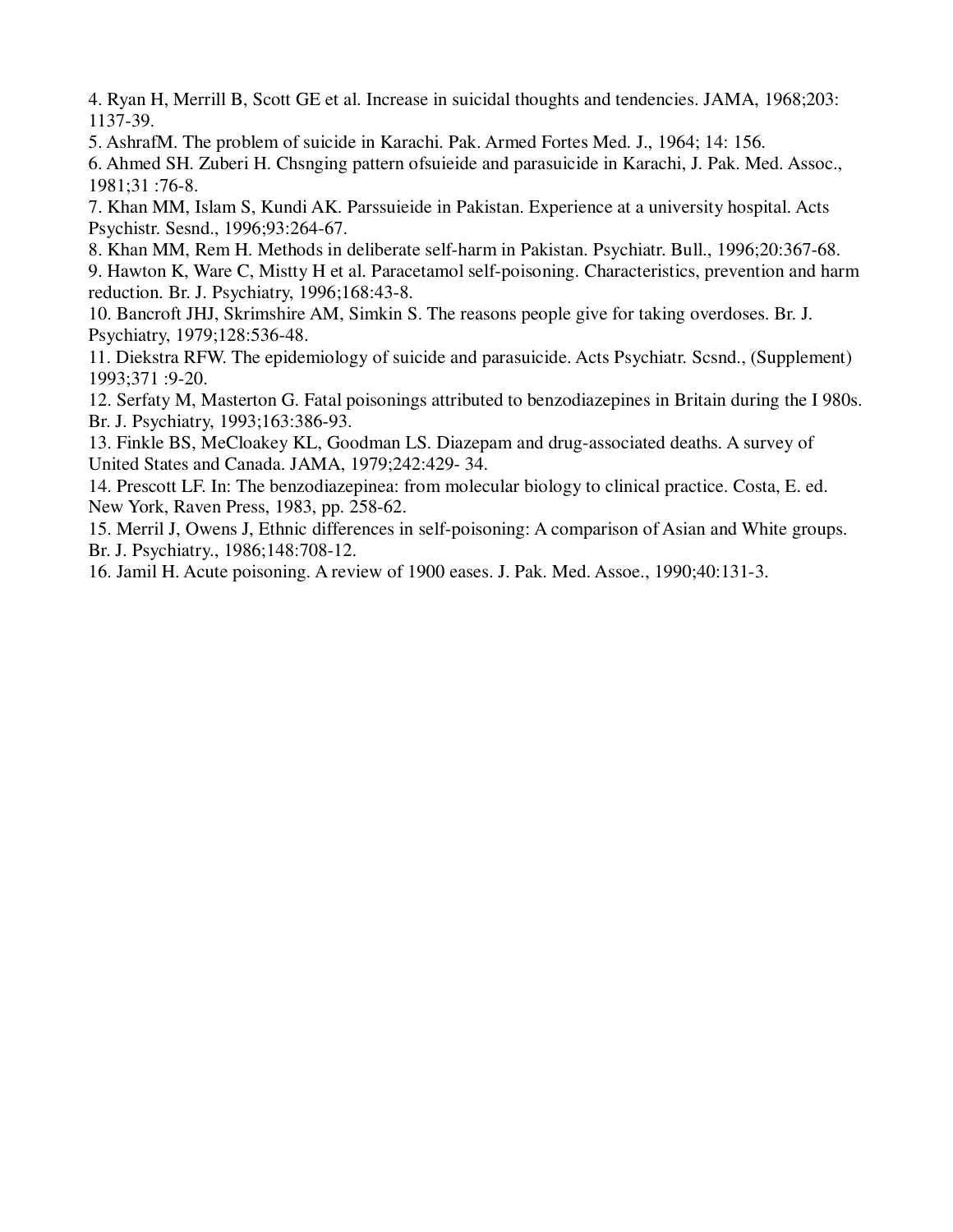4. Ryan H, Merrill B, Scott GE et al. Increase in suicidal thoughts and tendencies. JAMA, 1968;203: 1137-39.
5. AshrafM. The problem of suicide in Karachi. Pak. Armed Fortes Med. J., 1964; 14: 156.
6. Ahmed SH. Zuberi H. Chsnging pattern ofsuieide and parasuicide in Karachi, J. Pak. Med. Assoc., 1981;31 :76-8.
7. Khan MM, Islam S, Kundi AK. Parssuieide in Pakistan. Experience at a university hospital. Acts Psychistr. Sesnd., 1996;93:264-67.
8. Khan MM, Rem H. Methods in deliberate self-harm in Pakistan. Psychiatr. Bull., 1996;20:367-68.
9. Hawton K, Ware C, Mistty H et al. Paracetamol self-poisoning. Characteristics, prevention and harm reduction. Br. J. Psychiatry, 1996;168:43-8.
10. Bancroft JHJ, Skrimshire AM, Simkin S. The reasons people give for taking overdoses. Br. J. Psychiatry, 1979;128:536-48.
11. Diekstra RFW. The epidemiology of suicide and parasuicide. Acts Psychiatr. Scsnd., (Supplement) 1993;371 :9-20.
12. Serfaty M, Masterton G. Fatal poisonings attributed to benzodiazepines in Britain during the I 980s. Br. J. Psychiatry, 1993;163:386-93.
13. Finkle BS, MeCloakey KL, Goodman LS. Diazepam and drug-associated deaths. A survey of United States and Canada. JAMA, 1979;242:429- 34.
14. Prescott LF. In: The benzodiazepinea: from molecular biology to clinical practice. Costa, E. ed. New York, Raven Press, 1983, pp. 258-62.
15. Merril J, Owens J, Ethnic differences in self-poisoning: A comparison of Asian and White groups. Br. J. Psychiatry., 1986;148:708-12.
16. Jamil H. Acute poisoning. A review of 1900 eases. J. Pak. Med. Assoe., 1990;40:131-3.